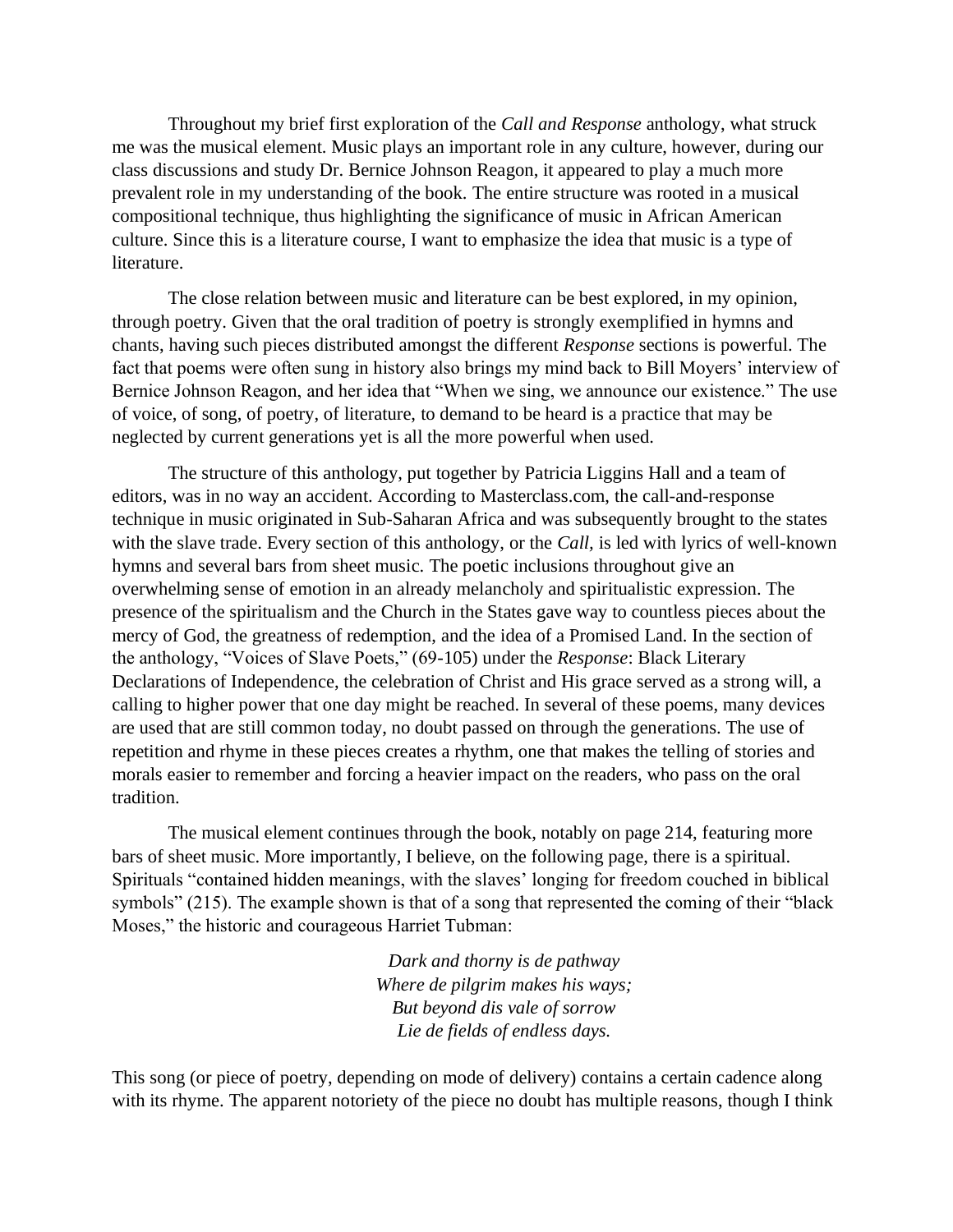Throughout my brief first exploration of the *Call and Response* anthology, what struck me was the musical element. Music plays an important role in any culture, however, during our class discussions and study Dr. Bernice Johnson Reagon, it appeared to play a much more prevalent role in my understanding of the book. The entire structure was rooted in a musical compositional technique, thus highlighting the significance of music in African American culture. Since this is a literature course, I want to emphasize the idea that music is a type of literature.

The close relation between music and literature can be best explored, in my opinion, through poetry. Given that the oral tradition of poetry is strongly exemplified in hymns and chants, having such pieces distributed amongst the different *Response* sections is powerful. The fact that poems were often sung in history also brings my mind back to Bill Moyers' interview of Bernice Johnson Reagon, and her idea that "When we sing, we announce our existence." The use of voice, of song, of poetry, of literature, to demand to be heard is a practice that may be neglected by current generations yet is all the more powerful when used.

The structure of this anthology, put together by Patricia Liggins Hall and a team of editors, was in no way an accident. According to Masterclass.com, the call-and-response technique in music originated in Sub-Saharan Africa and was subsequently brought to the states with the slave trade. Every section of this anthology, or the *Call,* is led with lyrics of well-known hymns and several bars from sheet music. The poetic inclusions throughout give an overwhelming sense of emotion in an already melancholy and spiritualistic expression. The presence of the spiritualism and the Church in the States gave way to countless pieces about the mercy of God, the greatness of redemption, and the idea of a Promised Land. In the section of the anthology, "Voices of Slave Poets," (69-105) under the *Response*: Black Literary Declarations of Independence, the celebration of Christ and His grace served as a strong will, a calling to higher power that one day might be reached. In several of these poems, many devices are used that are still common today, no doubt passed on through the generations. The use of repetition and rhyme in these pieces creates a rhythm, one that makes the telling of stories and morals easier to remember and forcing a heavier impact on the readers, who pass on the oral tradition.

The musical element continues through the book, notably on page 214, featuring more bars of sheet music. More importantly, I believe, on the following page, there is a spiritual. Spirituals "contained hidden meanings, with the slaves' longing for freedom couched in biblical symbols" (215). The example shown is that of a song that represented the coming of their "black Moses," the historic and courageous Harriet Tubman:

*Dark and thorny is de pathway*
*Where de pilgrim makes his ways;*
*But beyond dis vale of sorrow*
*Lie de fields of endless days.*

This song (or piece of poetry, depending on mode of delivery) contains a certain cadence along with its rhyme. The apparent notoriety of the piece no doubt has multiple reasons, though I think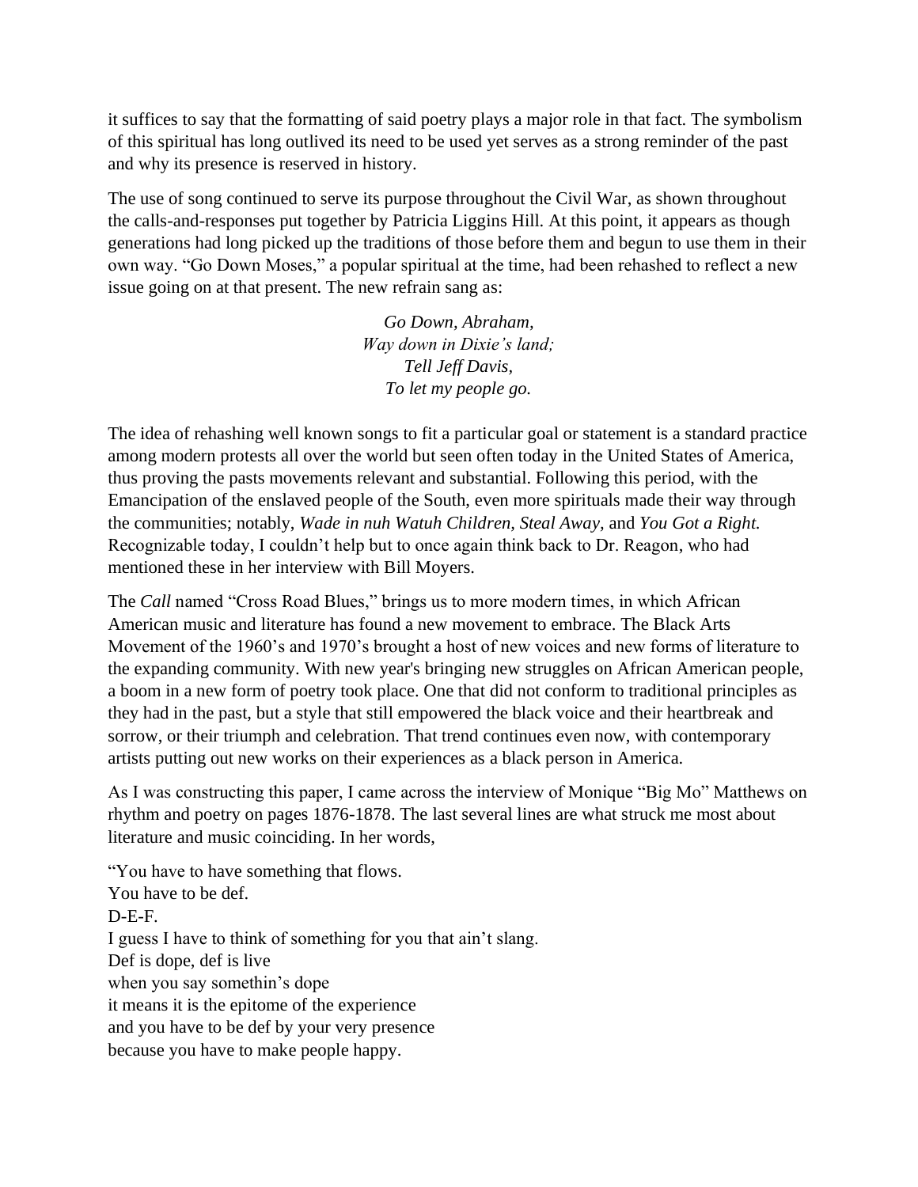it suffices to say that the formatting of said poetry plays a major role in that fact. The symbolism of this spiritual has long outlived its need to be used yet serves as a strong reminder of the past and why its presence is reserved in history.

The use of song continued to serve its purpose throughout the Civil War, as shown throughout the calls-and-responses put together by Patricia Liggins Hill. At this point, it appears as though generations had long picked up the traditions of those before them and begun to use them in their own way. "Go Down Moses," a popular spiritual at the time, had been rehashed to reflect a new issue going on at that present. The new refrain sang as:

> *Go Down, Abraham,*  
> *Way down in Dixie's land;*  
> *Tell Jeff Davis,*  
> *To let my people go.*

The idea of rehashing well known songs to fit a particular goal or statement is a standard practice among modern protests all over the world but seen often today in the United States of America, thus proving the pasts movements relevant and substantial. Following this period, with the Emancipation of the enslaved people of the South, even more spirituals made their way through the communities; notably, *Wade in nuh Watuh Children, Steal Away,* and *You Got a Right.* Recognizable today, I couldn't help but to once again think back to Dr. Reagon, who had mentioned these in her interview with Bill Moyers.

The *Call* named "Cross Road Blues," brings us to more modern times, in which African American music and literature has found a new movement to embrace. The Black Arts Movement of the 1960's and 1970's brought a host of new voices and new forms of literature to the expanding community. With new year's bringing new struggles on African American people, a boom in a new form of poetry took place. One that did not conform to traditional principles as they had in the past, but a style that still empowered the black voice and their heartbreak and sorrow, or their triumph and celebration. That trend continues even now, with contemporary artists putting out new works on their experiences as a black person in America.

As I was constructing this paper, I came across the interview of Monique "Big Mo" Matthews on rhythm and poetry on pages 1876-1878. The last several lines are what struck me most about literature and music coinciding. In her words,

"You have to have something that flows.  
You have to be def.  
D-E-F.  
I guess I have to think of something for you that ain't slang.  
Def is dope, def is live  
when you say somethin's dope  
it means it is the epitome of the experience  
and you have to be def by your very presence  
because you have to make people happy.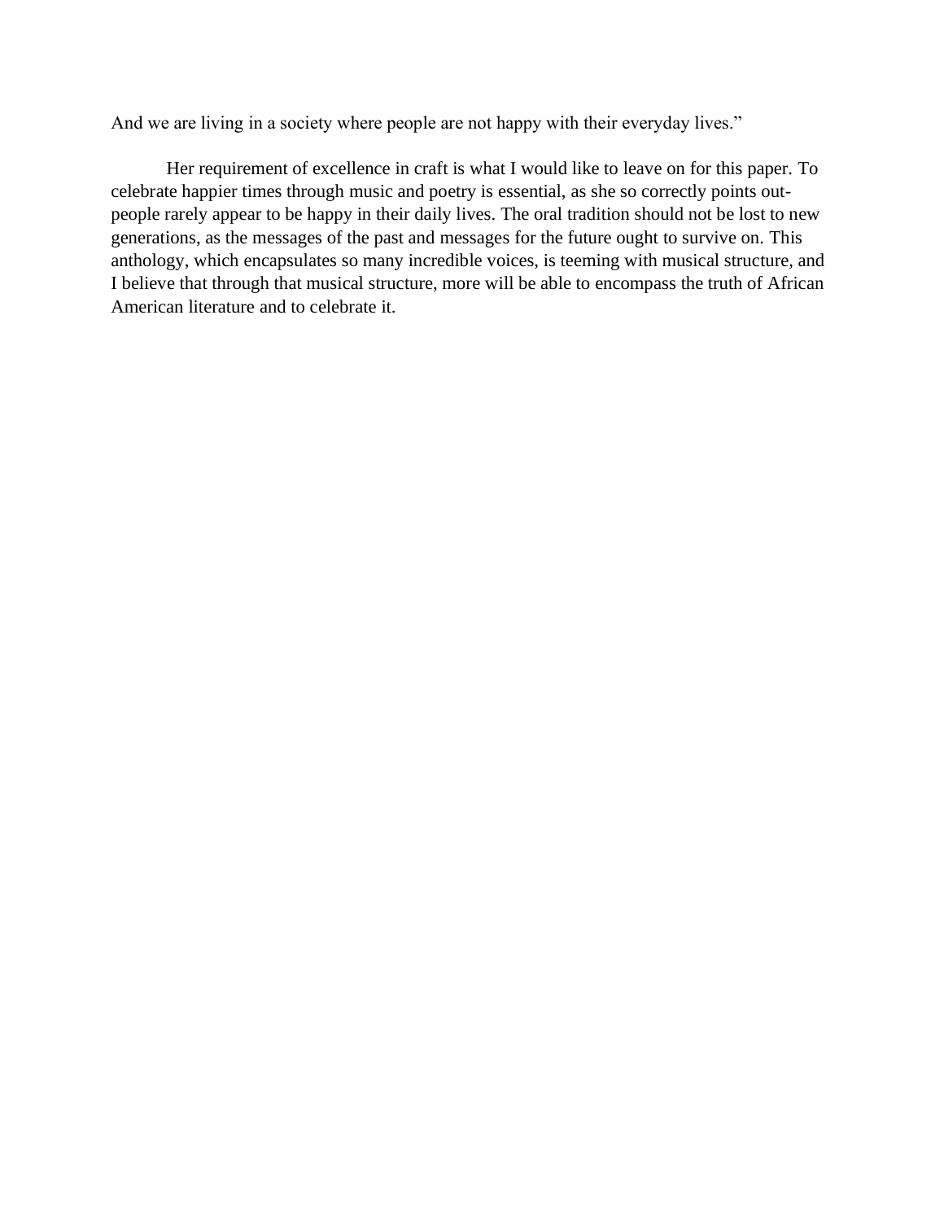And we are living in a society where people are not happy with their everyday lives."

Her requirement of excellence in craft is what I would like to leave on for this paper. To celebrate happier times through music and poetry is essential, as she so correctly points out- people rarely appear to be happy in their daily lives. The oral tradition should not be lost to new generations, as the messages of the past and messages for the future ought to survive on. This anthology, which encapsulates so many incredible voices, is teeming with musical structure, and I believe that through that musical structure, more will be able to encompass the truth of African American literature and to celebrate it.